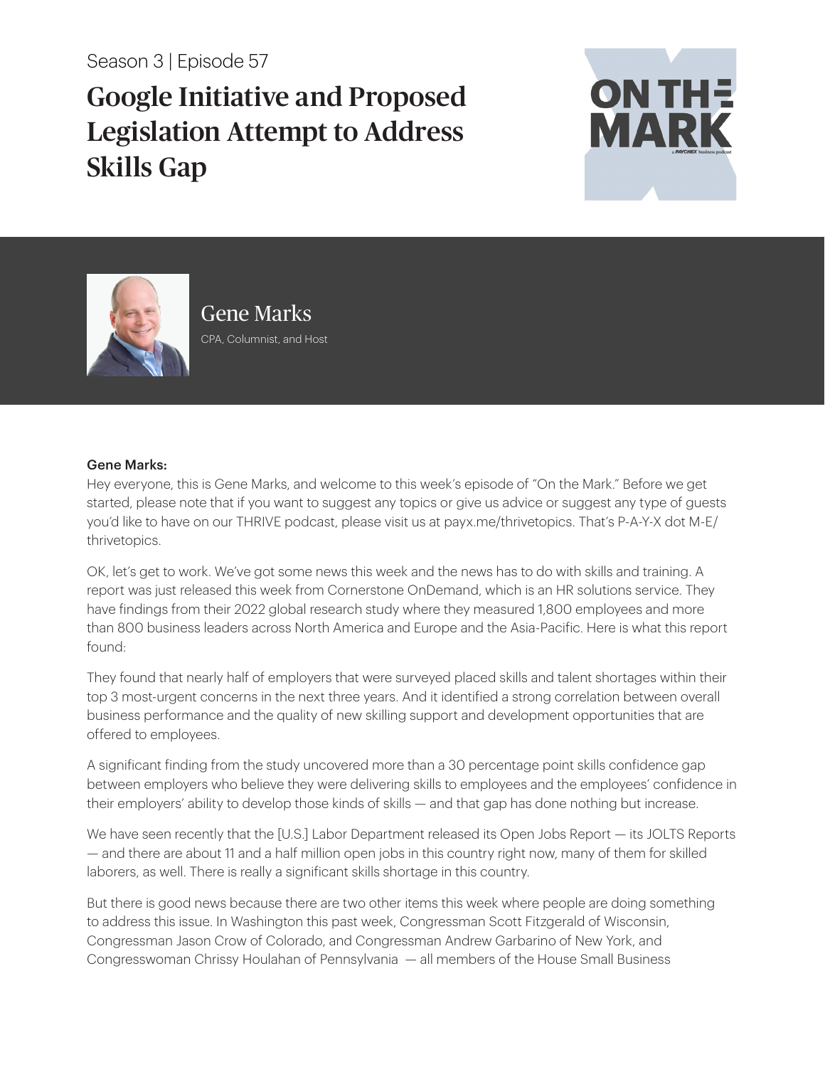Season 3 | Episode 57

# Google Initiative and Proposed Legislation Attempt to Address Skills Gap

Gene Marks

CPA, Columnist, and Host

**Gene Marks:**

Hey everyone, this is Gene Marks, and welcome to this week's episode of "On the Mark." Before we get started, please note that if you want to suggest any topics or give us advice or suggest any type of guests you'd like to have on our THRIVE podcast, please visit us at payx.me/thrivetopics. That's P-A-Y-X dot M-E/ thrivetopics.

OK, let's get to work. We've got some news this week and the news has to do with skills and training. A report was just released this week from Cornerstone OnDemand, which is an HR solutions service. They have findings from their 2022 global research study where they measured 1,800 employees and more than 800 business leaders across North America and Europe and the Asia-Pacific. Here is what this report found:

They found that nearly half of employers that were surveyed placed skills and talent shortages within their top 3 most-urgent concerns in the next three years. And it identified a strong correlation between overall business performance and the quality of new skilling support and development opportunities that are offered to employees.

A significant finding from the study uncovered more than a 30 percentage point skills confidence gap between employers who believe they were delivering skills to employees and the employees' confidence in their employers' ability to develop those kinds of skills — and that gap has done nothing but increase.

We have seen recently that the [U.S.] Labor Department released its Open Jobs Report — its JOLTS Reports — and there are about 11 and a half million open jobs in this country right now, many of them for skilled laborers, as well. There is really a significant skills shortage in this country.

But there is good news because there are two other items this week where people are doing something to address this issue. In Washington this past week, Congressman Scott Fitzgerald of Wisconsin, Congressman Jason Crow of Colorado, and Congressman Andrew Garbarino of New York, and Congresswoman Chrissy Houlahan of Pennsylvania — all members of the House Small Business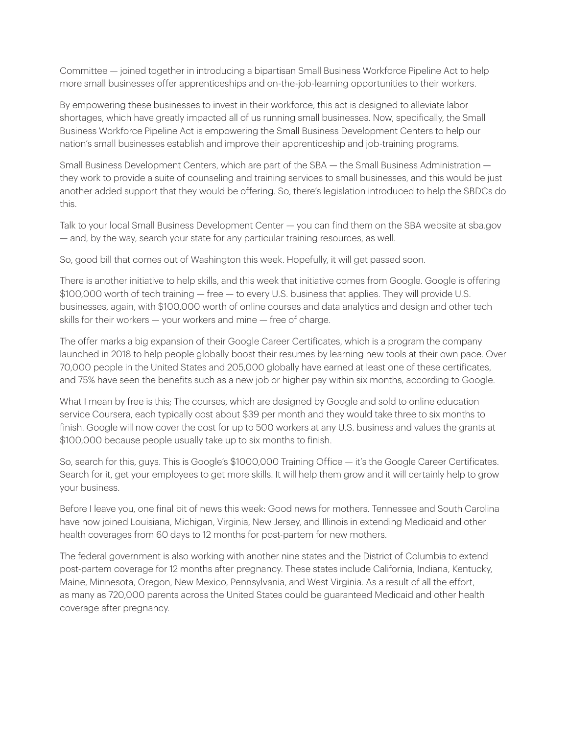Committee — joined together in introducing a bipartisan Small Business Workforce Pipeline Act to help more small businesses offer apprenticeships and on-the-job-learning opportunities to their workers.

By empowering these businesses to invest in their workforce, this act is designed to alleviate labor shortages, which have greatly impacted all of us running small businesses. Now, specifically, the Small Business Workforce Pipeline Act is empowering the Small Business Development Centers to help our nation's small businesses establish and improve their apprenticeship and job-training programs.

Small Business Development Centers, which are part of the SBA — the Small Business Administration — they work to provide a suite of counseling and training services to small businesses, and this would be just another added support that they would be offering. So, there's legislation introduced to help the SBDCs do this.

Talk to your local Small Business Development Center — you can find them on the SBA website at sba.gov — and, by the way, search your state for any particular training resources, as well.

So, good bill that comes out of Washington this week. Hopefully, it will get passed soon.

There is another initiative to help skills, and this week that initiative comes from Google. Google is offering $100,000 worth of tech training — free — to every U.S. business that applies. They will provide U.S. businesses, again, with $100,000 worth of online courses and data analytics and design and other tech skills for their workers — your workers and mine — free of charge.

The offer marks a big expansion of their Google Career Certificates, which is a program the company launched in 2018 to help people globally boost their resumes by learning new tools at their own pace. Over 70,000 people in the United States and 205,000 globally have earned at least one of these certificates, and 75% have seen the benefits such as a new job or higher pay within six months, according to Google.

What I mean by free is this; The courses, which are designed by Google and sold to online education service Coursera, each typically cost about $39 per month and they would take three to six months to finish. Google will now cover the cost for up to 500 workers at any U.S. business and values the grants at $100,000 because people usually take up to six months to finish.

So, search for this, guys. This is Google's $1000,000 Training Office — it's the Google Career Certificates. Search for it, get your employees to get more skills. It will help them grow and it will certainly help to grow your business.

Before I leave you, one final bit of news this week: Good news for mothers. Tennessee and South Carolina have now joined Louisiana, Michigan, Virginia, New Jersey, and Illinois in extending Medicaid and other health coverages from 60 days to 12 months for post-partem for new mothers.

The federal government is also working with another nine states and the District of Columbia to extend post-partem coverage for 12 months after pregnancy. These states include California, Indiana, Kentucky, Maine, Minnesota, Oregon, New Mexico, Pennsylvania, and West Virginia. As a result of all the effort, as many as 720,000 parents across the United States could be guaranteed Medicaid and other health coverage after pregnancy.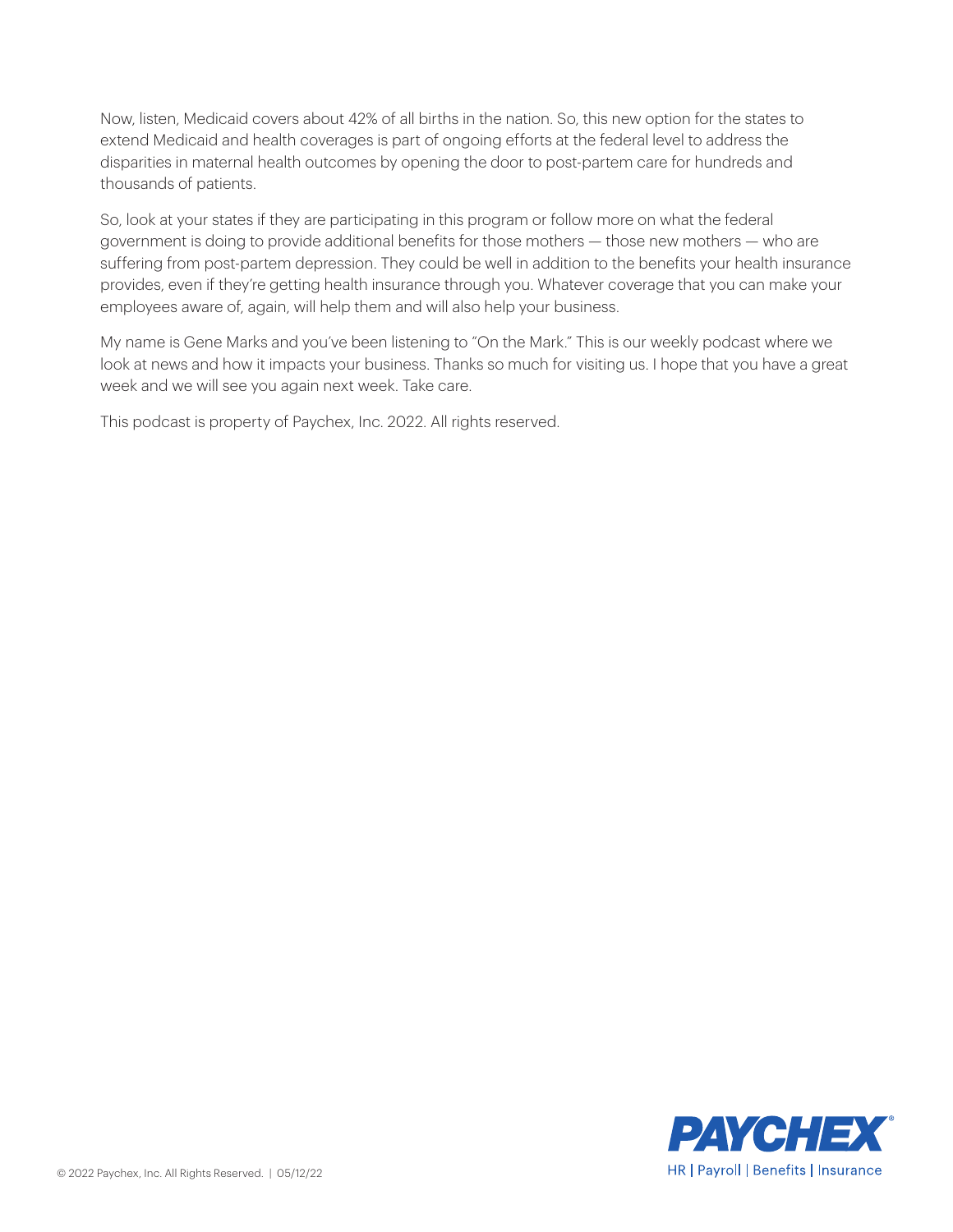Now, listen, Medicaid covers about 42% of all births in the nation. So, this new option for the states to extend Medicaid and health coverages is part of ongoing efforts at the federal level to address the disparities in maternal health outcomes by opening the door to post-partem care for hundreds and thousands of patients.

So, look at your states if they are participating in this program or follow more on what the federal government is doing to provide additional benefits for those mothers — those new mothers — who are suffering from post-partem depression. They could be well in addition to the benefits your health insurance provides, even if they're getting health insurance through you. Whatever coverage that you can make your employees aware of, again, will help them and will also help your business.

My name is Gene Marks and you've been listening to "On the Mark." This is our weekly podcast where we look at news and how it impacts your business. Thanks so much for visiting us. I hope that you have a great week and we will see you again next week. Take care.

This podcast is property of Paychex, Inc. 2022. All rights reserved.